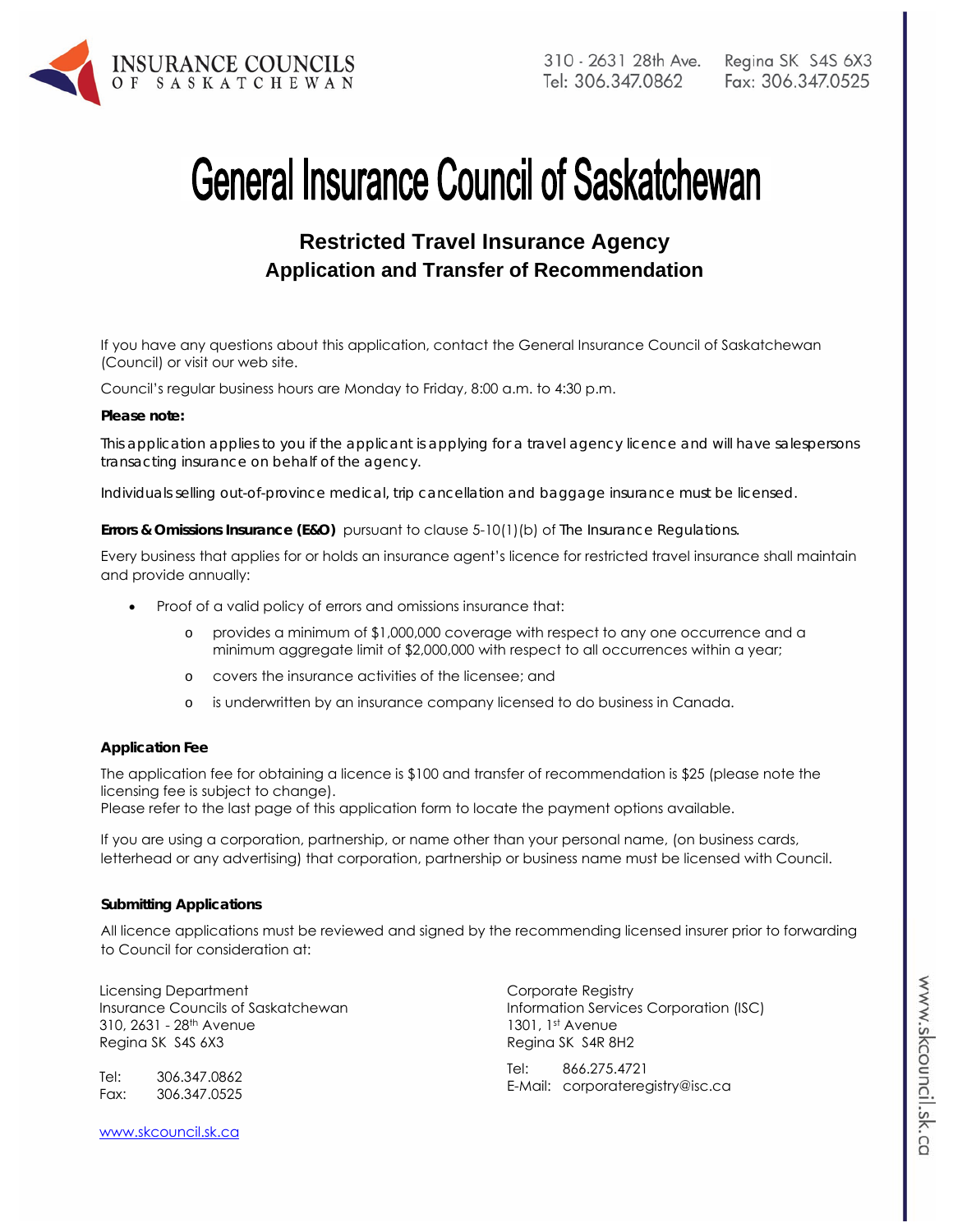INSURANCE COUNCILS OF SASKATCHEWAN

310 - 2631 28th Ave. Regina SK S4S 6X3
Tel: 306.347.0862 Fax: 306.347.0525

# General Insurance Council of Saskatchewan

## Restricted Travel Insurance Agency
## Application and Transfer of Recommendation

If you have any questions about this application, contact the General Insurance Council of Saskatchewan (Council) or visit our web site.

Council's regular business hours are Monday to Friday, 8:00 a.m. to 4:30 p.m.

**Please note:**

This application applies to you if the applicant is applying for a travel agency licence and will have salespersons transacting insurance on behalf of the agency.

Individuals selling out-of-province medical, trip cancellation and baggage insurance must be licensed.

**Errors & Omissions Insurance (E&O)** pursuant to clause 5-10(1)(b) of *The Insurance Regulations.*

Every business that applies for or holds an insurance agent's licence for restricted travel insurance shall maintain and provide annually:

- Proof of a valid policy of errors and omissions insurance that:
  - provides a minimum of $1,000,000 coverage with respect to any one occurrence and a minimum aggregate limit of $2,000,000 with respect to all occurrences within a year;
  - covers the insurance activities of the licensee; and
  - is underwritten by an insurance company licensed to do business in Canada.

**Application Fee**

The application fee for obtaining a licence is $100 and transfer of recommendation is $25 (please note the licensing fee is subject to change).
Please refer to the last page of this application form to locate the payment options available.

If you are using a corporation, partnership, or name other than your personal name, (on business cards, letterhead or any advertising) that corporation, partnership or business name must be licensed with Council.

**Submitting Applications**

All licence applications must be reviewed and signed by the recommending licensed insurer prior to forwarding to Council for consideration at:

Licensing Department
Insurance Councils of Saskatchewan
310, 2631 - 28th Avenue
Regina SK S4S 6X3

Tel: 306.347.0862
Fax: 306.347.0525

Corporate Registry
Information Services Corporation (ISC)
1301, 1st Avenue
Regina SK S4R 8H2

Tel: 866.275.4721
E-Mail: corporateregistry@isc.ca

www.skcouncil.sk.ca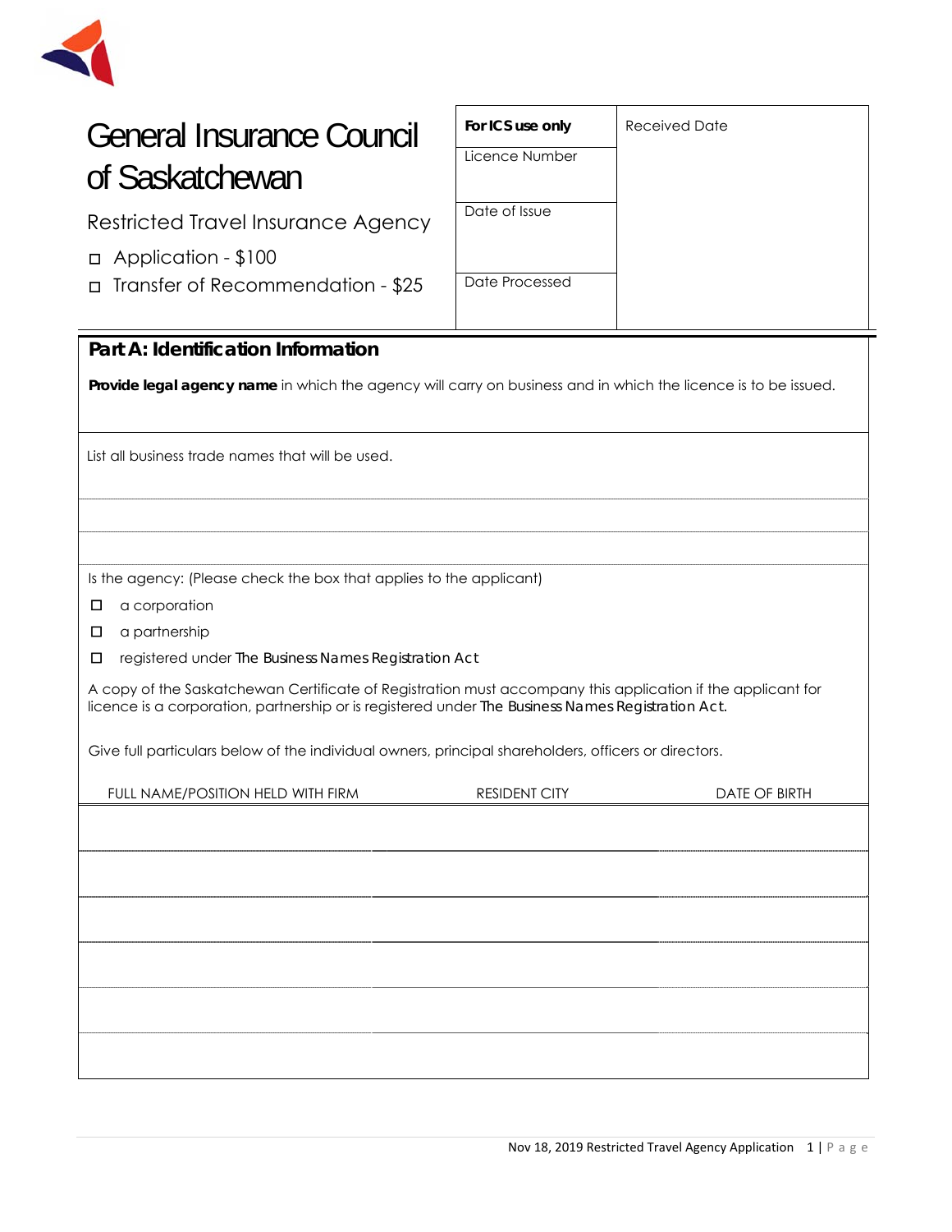# General Insurance Council of Saskatchewan

## Restricted Travel Insurance Agency

- ☐ Application - $100
- ☐ Transfer of Recommendation - $25

| For ICS use only | Received Date |
|---|---|
| Licence Number | |
| Date of Issue | |
| Date Processed | |

## Part A: Identification Information

**Provide legal agency name** in which the agency will carry on business and in which the licence is to be issued.

List all business trade names that will be used.

Is the agency: (Please check the box that applies to the applicant)

- ☐ a corporation
- ☐ a partnership
- ☐ registered under *The Business Names Registration Act*

A copy of the Saskatchewan Certificate of Registration must accompany this application if the applicant for licence is a corporation, partnership or is registered under *The Business Names Registration Act.*

Give full particulars below of the individual owners, principal shareholders, officers or directors.

| FULL NAME/POSITION HELD WITH FIRM | RESIDENT CITY | DATE OF BIRTH |
|---|---|---|
| | | |
| | | |
| | | |
| | | |
| | | |
| | | |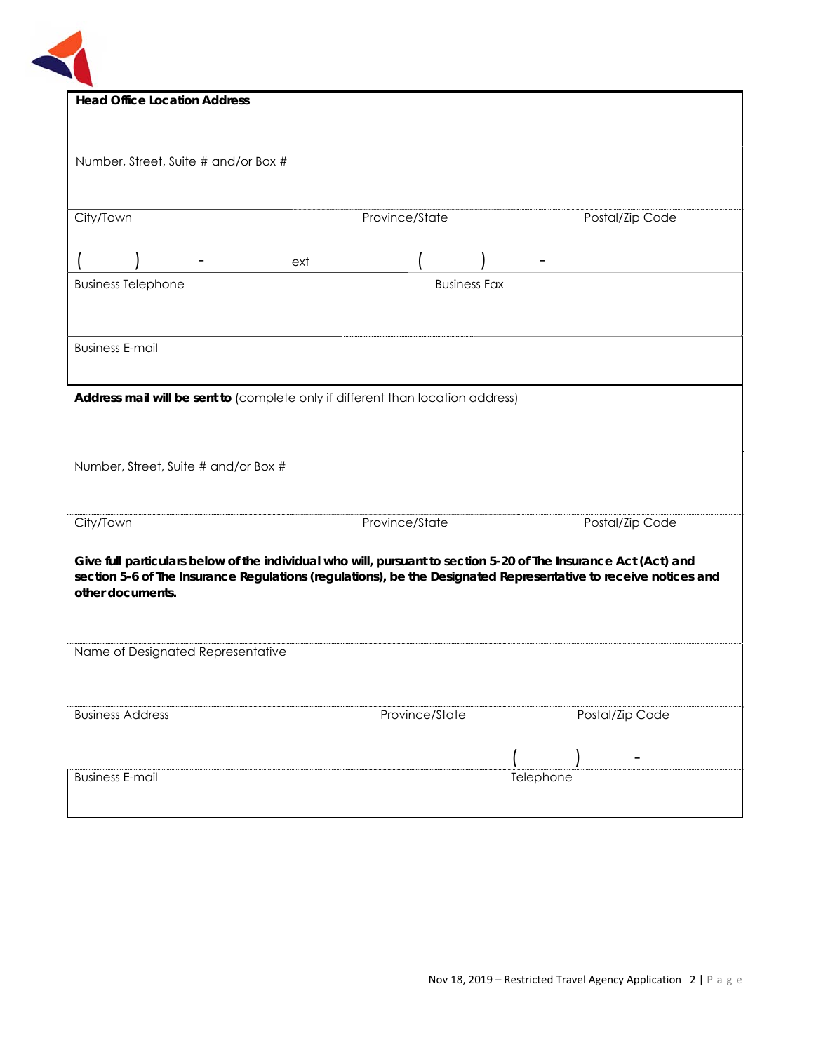**Head Office Location Address**

Number, Street, Suite # and/or Box #

City/Town | Province/State | Postal/Zip Code

( ) - ext | ( ) -

Business Telephone | Business Fax

Business E-mail

**Address mail will be sent to** (complete only if different than location address)

Number, Street, Suite # and/or Box #

City/Town | Province/State | Postal/Zip Code

**Give full particulars below of the individual who will, pursuant to section 5-20 of The Insurance Act (Act) and section 5-6 of The Insurance Regulations (regulations), be the Designated Representative to receive notices and other documents.**

Name of Designated Representative

Business Address | Province/State | Postal/Zip Code

( ) -

Business E-mail | Telephone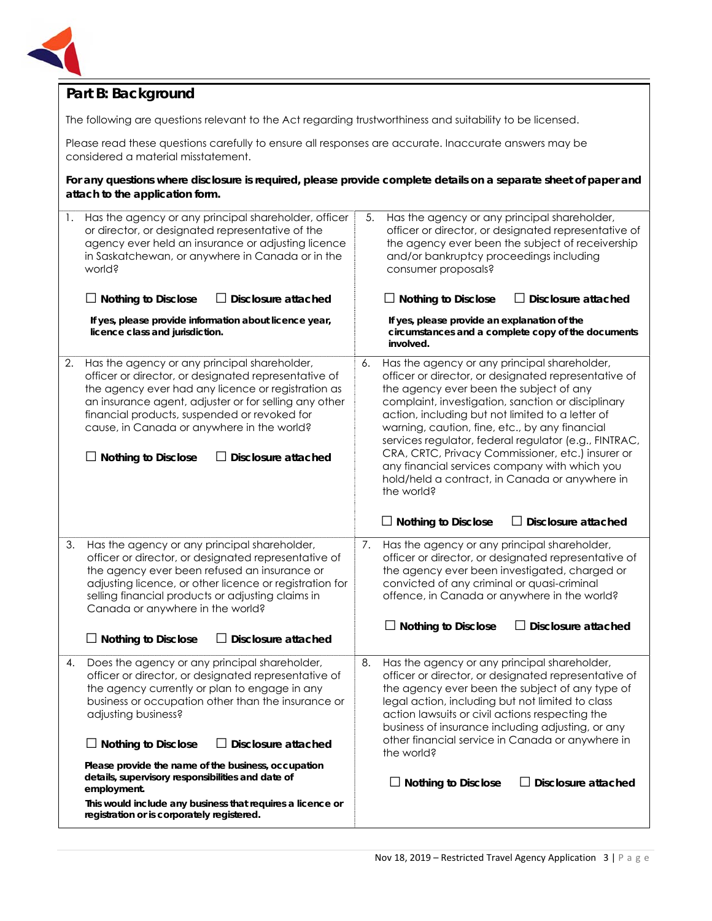## Part B: Background

The following are questions relevant to the Act regarding trustworthiness and suitability to be licensed.

Please read these questions carefully to ensure all responses are accurate. Inaccurate answers may be considered a material misstatement.

**For any questions where disclosure is required, please provide complete details on a separate sheet of paper and attach to the application form.**

1. Has the agency or any principal shareholder, officer or director, or designated representative of the agency ever held an insurance or adjusting licence in Saskatchewan, or anywhere in Canada or in the world?

   ☐ **Nothing to Disclose** ☐ **Disclosure attached**

   **If yes, please provide information about licence year, licence class and jurisdiction.**

2. Has the agency or any principal shareholder, officer or director, or designated representative of the agency ever had any licence or registration as an insurance agent, adjuster or for selling any other financial products, suspended or revoked for cause, in Canada or anywhere in the world?

   ☐ **Nothing to Disclose** ☐ **Disclosure attached**

3. Has the agency or any principal shareholder, officer or director, or designated representative of the agency ever been refused an insurance or adjusting licence, or other licence or registration for selling financial products or adjusting claims in Canada or anywhere in the world?

   ☐ **Nothing to Disclose** ☐ **Disclosure attached**

4. Does the agency or any principal shareholder, officer or director, or designated representative of the agency currently or plan to engage in any business or occupation other than the insurance or adjusting business?

   ☐ **Nothing to Disclose** ☐ **Disclosure attached**

   **Please provide the name of the business, occupation details, supervisory responsibilities and date of employment.**

   **This would include any business that requires a licence or registration or is corporately registered.**

5. Has the agency or any principal shareholder, officer or director, or designated representative of the agency ever been the subject of receivership and/or bankruptcy proceedings including consumer proposals?

   ☐ **Nothing to Disclose** ☐ **Disclosure attached**

   **If yes, please provide an explanation of the circumstances and a complete copy of the documents involved.**

6. Has the agency or any principal shareholder, officer or director, or designated representative of the agency ever been the subject of any complaint, investigation, sanction or disciplinary action, including but not limited to a letter of warning, caution, fine, etc., by any financial services regulator, federal regulator (e.g., FINTRAC, CRA, CRTC, Privacy Commissioner, etc.) insurer or any financial services company with which you hold/held a contract, in Canada or anywhere in the world?

   ☐ **Nothing to Disclose** ☐ **Disclosure attached**

7. Has the agency or any principal shareholder, officer or director, or designated representative of the agency ever been investigated, charged or convicted of any criminal or quasi-criminal offence, in Canada or anywhere in the world?

   ☐ **Nothing to Disclose** ☐ **Disclosure attached**

8. Has the agency or any principal shareholder, officer or director, or designated representative of the agency ever been the subject of any type of legal action, including but not limited to class action lawsuits or civil actions respecting the business of insurance including adjusting, or any other financial service in Canada or anywhere in the world?

   ☐ **Nothing to Disclose** ☐ **Disclosure attached**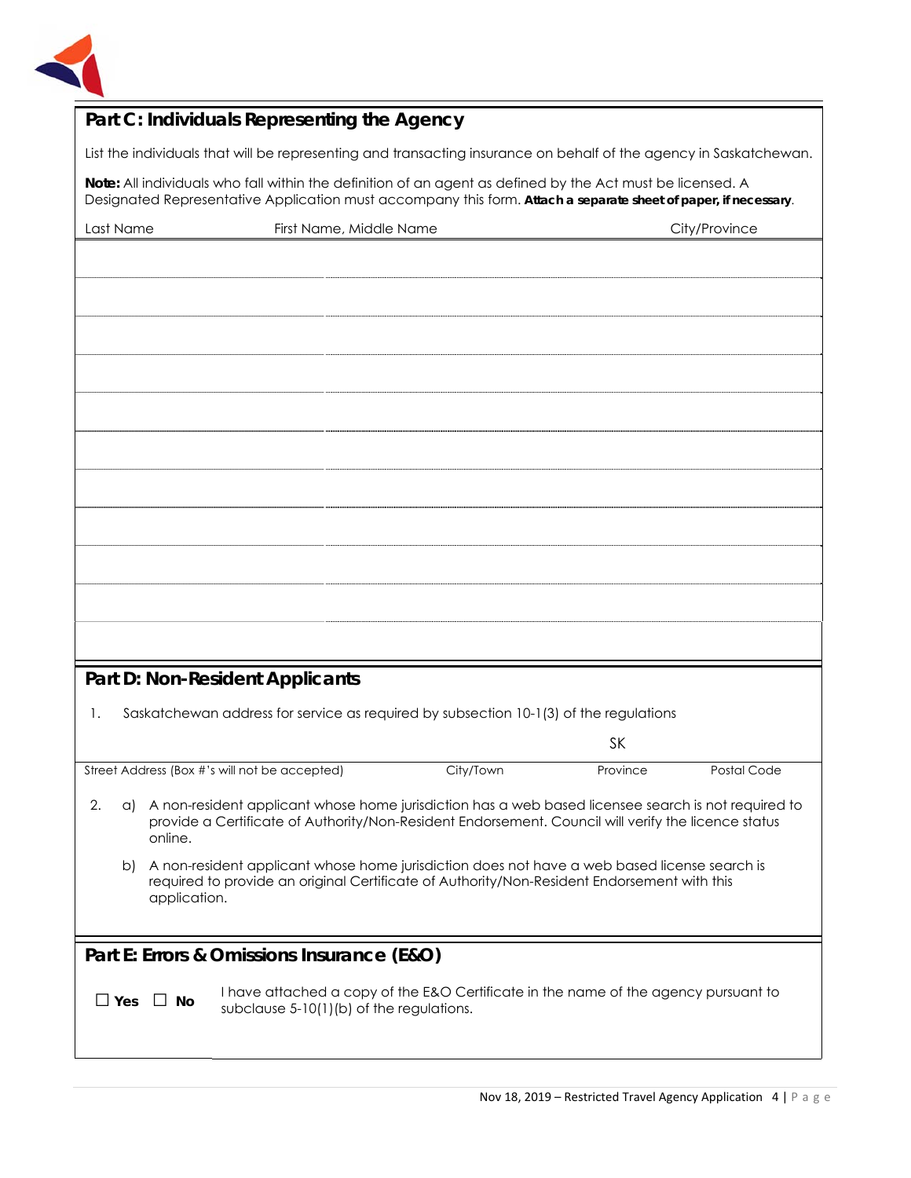## Part C: Individuals Representing the Agency

List the individuals that will be representing and transacting insurance on behalf of the agency in Saskatchewan.

**Note:** All individuals who fall within the definition of an agent as defined by the Act must be licensed. A Designated Representative Application must accompany this form. **Attach a separate sheet of paper, if necessary**.

| Last Name | First Name, Middle Name | City/Province |
|---|---|---|
| | | |
| | | |
| | | |
| | | |
| | | |
| | | |
| | | |
| | | |
| | | |
| | | |
| | | |

## Part D: Non-Resident Applicants

1. Saskatchewan address for service as required by subsection 10-1(3) of the regulations

| Street Address (Box #'s will not be accepted) | City/Town | Province | Postal Code |
|---|---|---|---|
| | | SK | |

2. a) A non-resident applicant whose home jurisdiction has a web based licensee search is not required to provide a Certificate of Authority/Non-Resident Endorsement. Council will verify the licence status online.

   b) A non-resident applicant whose home jurisdiction does not have a web based license search is required to provide an original Certificate of Authority/Non-Resident Endorsement with this application.

## Part E: Errors & Omissions Insurance (E&O)

☐ **Yes** ☐ **No** I have attached a copy of the E&O Certificate in the name of the agency pursuant to subclause 5-10(1)(b) of the regulations.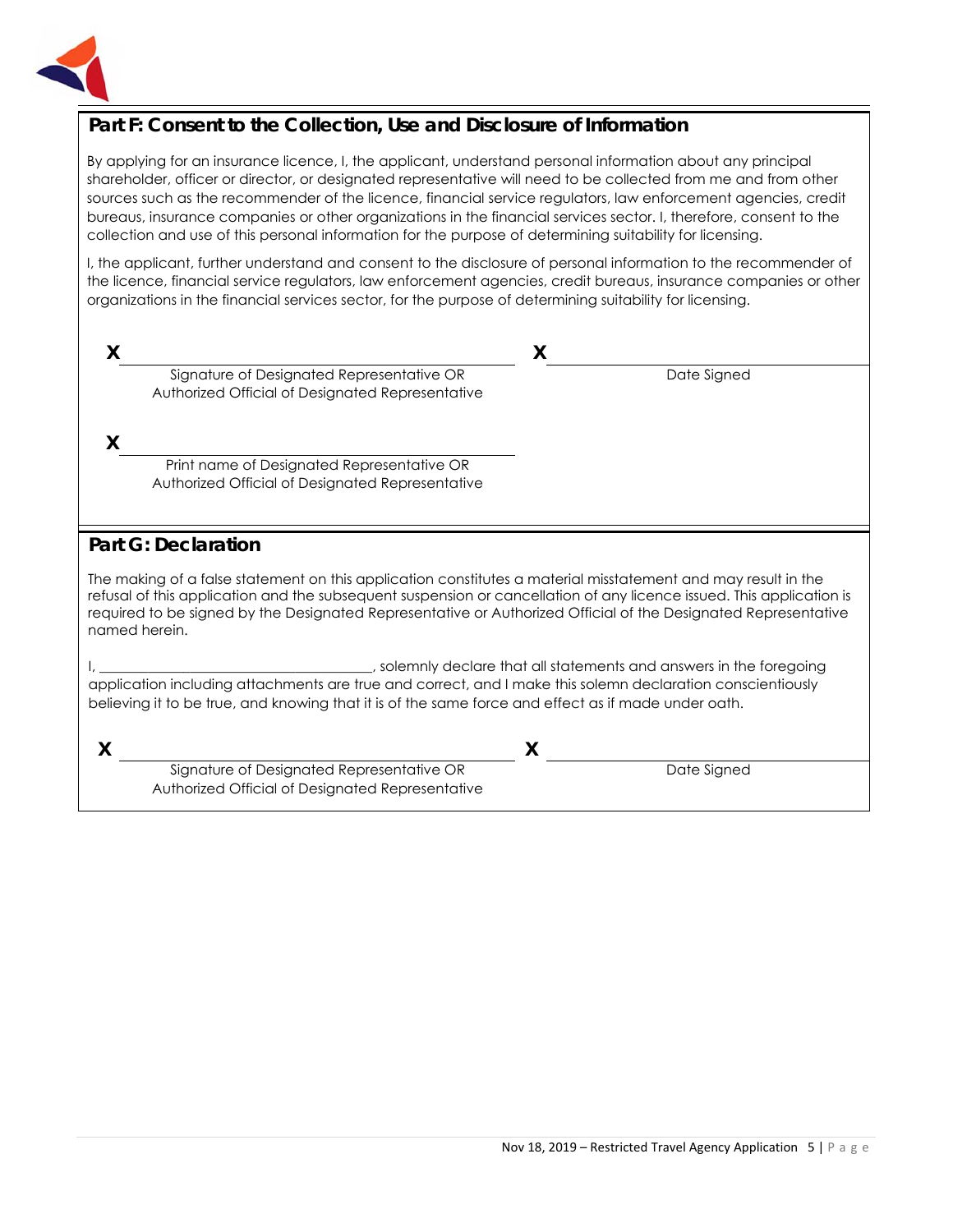## Part F: Consent to the Collection, Use and Disclosure of Information

By applying for an insurance licence, I, the applicant, understand personal information about any principal shareholder, officer or director, or designated representative will need to be collected from me and from other sources such as the recommender of the licence, financial service regulators, law enforcement agencies, credit bureaus, insurance companies or other organizations in the financial services sector. I, therefore, consent to the collection and use of this personal information for the purpose of determining suitability for licensing.

I, the applicant, further understand and consent to the disclosure of personal information to the recommender of the licence, financial service regulators, law enforcement agencies, credit bureaus, insurance companies or other organizations in the financial services sector, for the purpose of determining suitability for licensing.

X ______________________________________ X ______________________________

Signature of Designated Representative OR Authorized Official of Designated Representative — Date Signed

X ______________________________________

Print name of Designated Representative OR Authorized Official of Designated Representative

## Part G: Declaration

The making of a false statement on this application constitutes a material misstatement and may result in the refusal of this application and the subsequent suspension or cancellation of any licence issued. This application is required to be signed by the Designated Representative or Authorized Official of the Designated Representative named herein.

I, ______________________________________, solemnly declare that all statements and answers in the foregoing application including attachments are true and correct, and I make this solemn declaration conscientiously believing it to be true, and knowing that it is of the same force and effect as if made under oath.

X ______________________________________ X ______________________________

Signature of Designated Representative OR Authorized Official of Designated Representative — Date Signed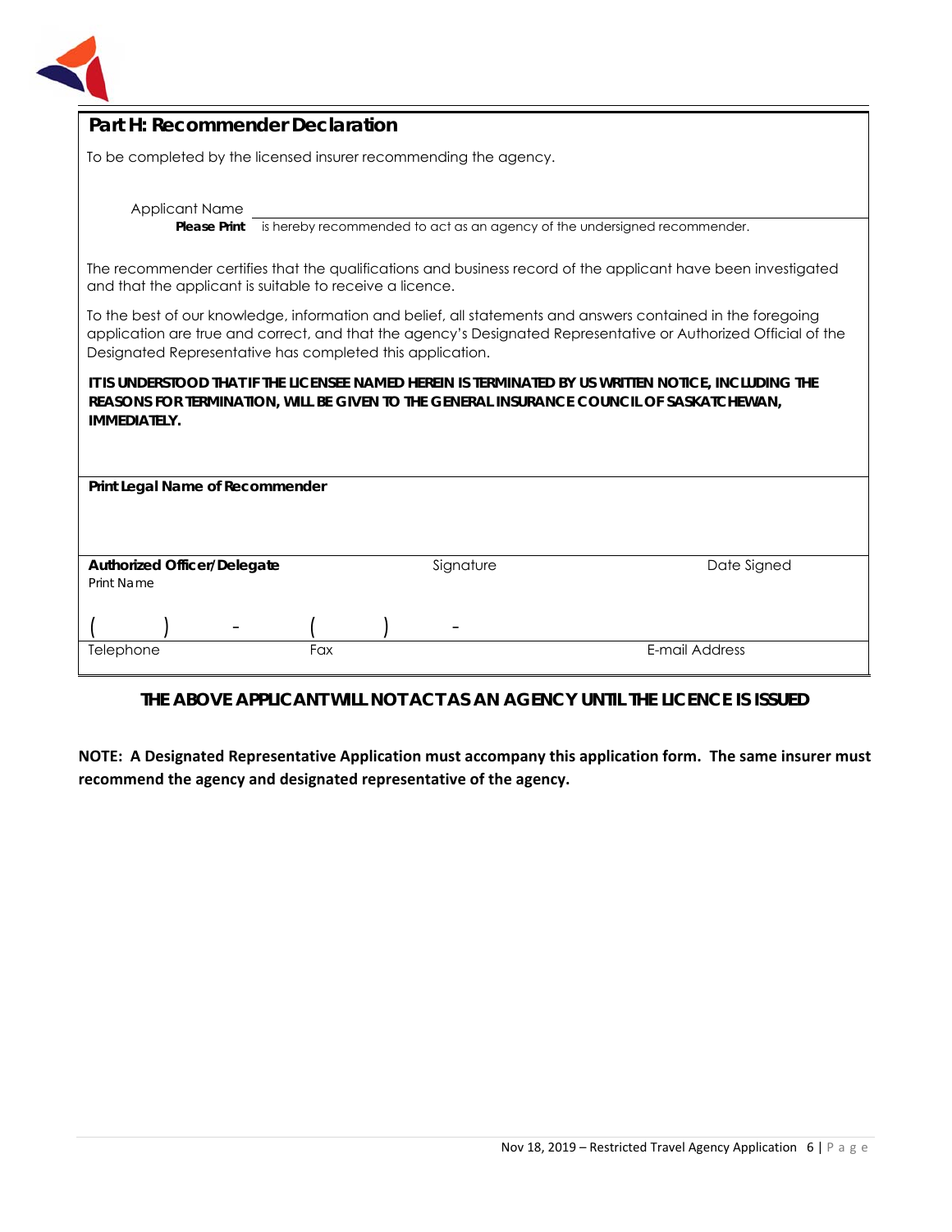## Part H: Recommender Declaration

To be completed by the licensed insurer recommending the agency.

Applicant Name ____________________________________________

**Please Print** is hereby recommended to act as an agency of the undersigned recommender.

The recommender certifies that the qualifications and business record of the applicant have been investigated and that the applicant is suitable to receive a licence.

To the best of our knowledge, information and belief, all statements and answers contained in the foregoing application are true and correct, and that the agency's Designated Representative or Authorized Official of the Designated Representative has completed this application.

**IT IS UNDERSTOOD THAT IF THE LICENSEE NAMED HEREIN IS TERMINATED BY US WRITTEN NOTICE, INCLUDING THE REASONS FOR TERMINATION, WILL BE GIVEN TO THE GENERAL INSURANCE COUNCIL OF SASKATCHEWAN, IMMEDIATELY.**

**Print Legal Name of Recommender**

| **Authorized Officer/Delegate** Print Name | Signature | Date Signed |
| --- | --- | --- |
| | | |

| ( ) - | ( ) - | |
| --- | --- | --- |
| Telephone | Fax | E-mail Address |

**THE ABOVE APPLICANT WILL NOT ACT AS AN AGENCY UNTIL THE LICENCE IS ISSUED**

**NOTE: A Designated Representative Application must accompany this application form. The same insurer must recommend the agency and designated representative of the agency.**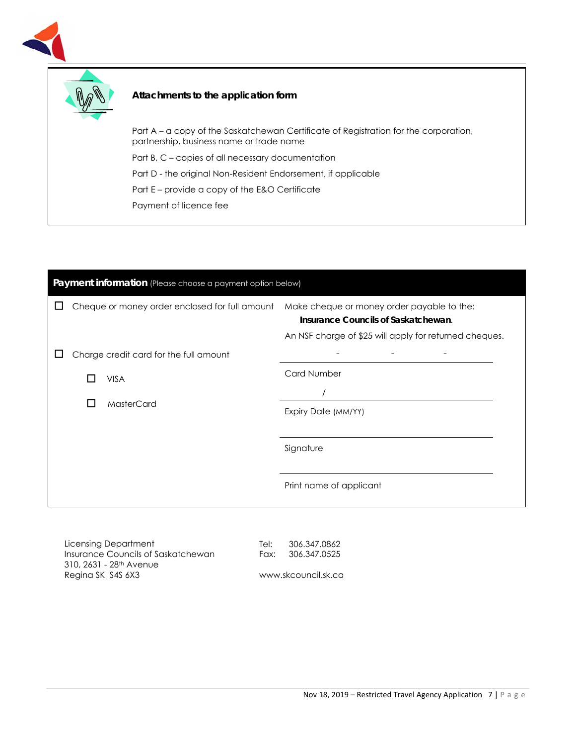### Attachments to the application form

Part A – a copy of the Saskatchewan Certificate of Registration for the corporation, partnership, business name or trade name

Part B, C – copies of all necessary documentation

Part D - the original Non-Resident Endorsement, if applicable

Part E – provide a copy of the E&O Certificate

Payment of licence fee

### Payment information (Please choose a payment option below)

| | |
|---|---|
| ☐ Cheque or money order enclosed for full amount | Make cheque or money order payable to the: **Insurance Councils of Saskatchewan**. An NSF charge of $25 will apply for returned cheques. |
| ☐ Charge credit card for the full amount | \_\_\_\_ - \_\_\_\_ - \_\_\_\_ - \_\_\_\_ Card Number |
| ☐ VISA | \_\_\_\_ / \_\_\_\_ Expiry Date (MM/YY) |
| ☐ MasterCard | \_\_\_\_\_\_\_\_\_\_ Signature |
| | \_\_\_\_\_\_\_\_\_\_ Print name of applicant |

Licensing Department
Insurance Councils of Saskatchewan
310, 2631 - 28th Avenue
Regina SK S4S 6X3

Tel: 306.347.0862
Fax: 306.347.0525

www.skcouncil.sk.ca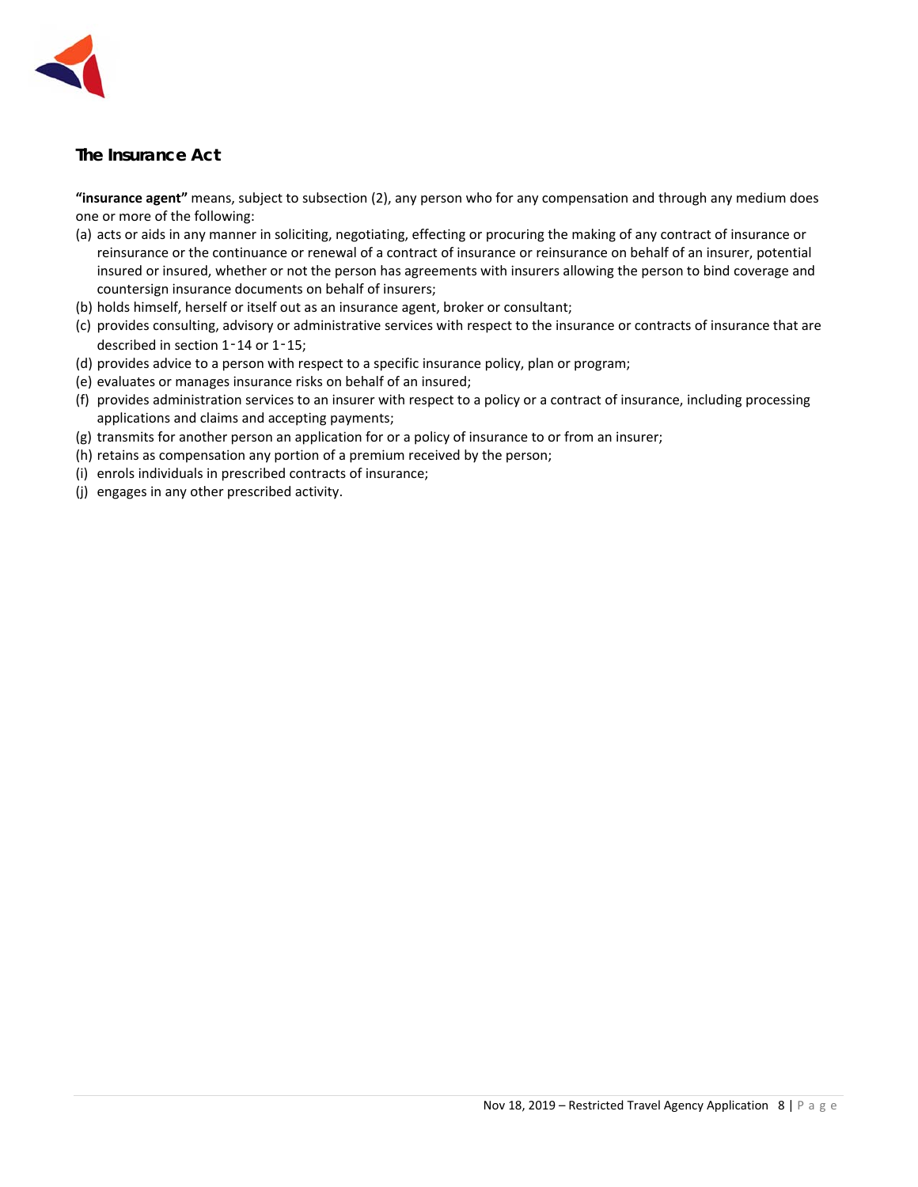## The Insurance Act

**"insurance agent"** means, subject to subsection (2), any person who for any compensation and through any medium does one or more of the following:

(a) acts or aids in any manner in soliciting, negotiating, effecting or procuring the making of any contract of insurance or reinsurance or the continuance or renewal of a contract of insurance or reinsurance on behalf of an insurer, potential insured or insured, whether or not the person has agreements with insurers allowing the person to bind coverage and countersign insurance documents on behalf of insurers;

(b) holds himself, herself or itself out as an insurance agent, broker or consultant;

(c) provides consulting, advisory or administrative services with respect to the insurance or contracts of insurance that are described in section 1‑14 or 1‑15;

(d) provides advice to a person with respect to a specific insurance policy, plan or program;

(e) evaluates or manages insurance risks on behalf of an insured;

(f) provides administration services to an insurer with respect to a policy or a contract of insurance, including processing applications and claims and accepting payments;

(g) transmits for another person an application for or a policy of insurance to or from an insurer;

(h) retains as compensation any portion of a premium received by the person;

(i) enrols individuals in prescribed contracts of insurance;

(j) engages in any other prescribed activity.